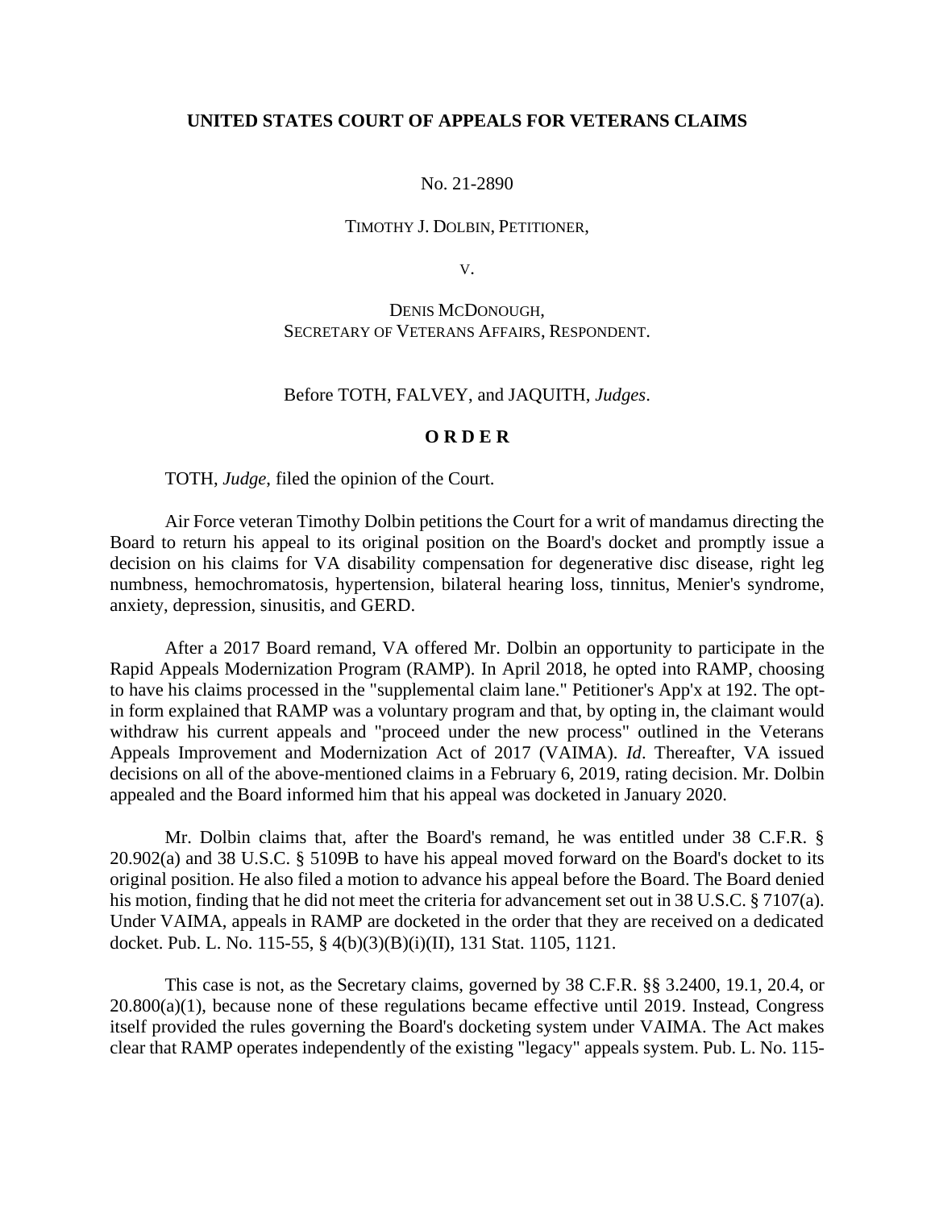**UNITED STATES COURT OF APPEALS FOR VETERANS CLAIMS**

No. 21-2890

TIMOTHY J. DOLBIN, PETITIONER,

V.

DENIS MCDONOUGH,
SECRETARY OF VETERANS AFFAIRS, RESPONDENT.

Before TOTH, FALVEY, and JAQUITH, *Judges*.

**O R D E R**

TOTH, *Judge*, filed the opinion of the Court.

Air Force veteran Timothy Dolbin petitions the Court for a writ of mandamus directing the Board to return his appeal to its original position on the Board's docket and promptly issue a decision on his claims for VA disability compensation for degenerative disc disease, right leg numbness, hemochromatosis, hypertension, bilateral hearing loss, tinnitus, Menier's syndrome, anxiety, depression, sinusitis, and GERD.

After a 2017 Board remand, VA offered Mr. Dolbin an opportunity to participate in the Rapid Appeals Modernization Program (RAMP). In April 2018, he opted into RAMP, choosing to have his claims processed in the "supplemental claim lane." Petitioner's App'x at 192. The opt-in form explained that RAMP was a voluntary program and that, by opting in, the claimant would withdraw his current appeals and "proceed under the new process" outlined in the Veterans Appeals Improvement and Modernization Act of 2017 (VAIMA). *Id*. Thereafter, VA issued decisions on all of the above-mentioned claims in a February 6, 2019, rating decision. Mr. Dolbin appealed and the Board informed him that his appeal was docketed in January 2020.

Mr. Dolbin claims that, after the Board's remand, he was entitled under 38 C.F.R. § 20.902(a) and 38 U.S.C. § 5109B to have his appeal moved forward on the Board's docket to its original position. He also filed a motion to advance his appeal before the Board. The Board denied his motion, finding that he did not meet the criteria for advancement set out in 38 U.S.C. § 7107(a). Under VAIMA, appeals in RAMP are docketed in the order that they are received on a dedicated docket. Pub. L. No. 115-55, § 4(b)(3)(B)(i)(II), 131 Stat. 1105, 1121.

This case is not, as the Secretary claims, governed by 38 C.F.R. §§ 3.2400, 19.1, 20.4, or 20.800(a)(1), because none of these regulations became effective until 2019. Instead, Congress itself provided the rules governing the Board's docketing system under VAIMA. The Act makes clear that RAMP operates independently of the existing "legacy" appeals system. Pub. L. No. 115-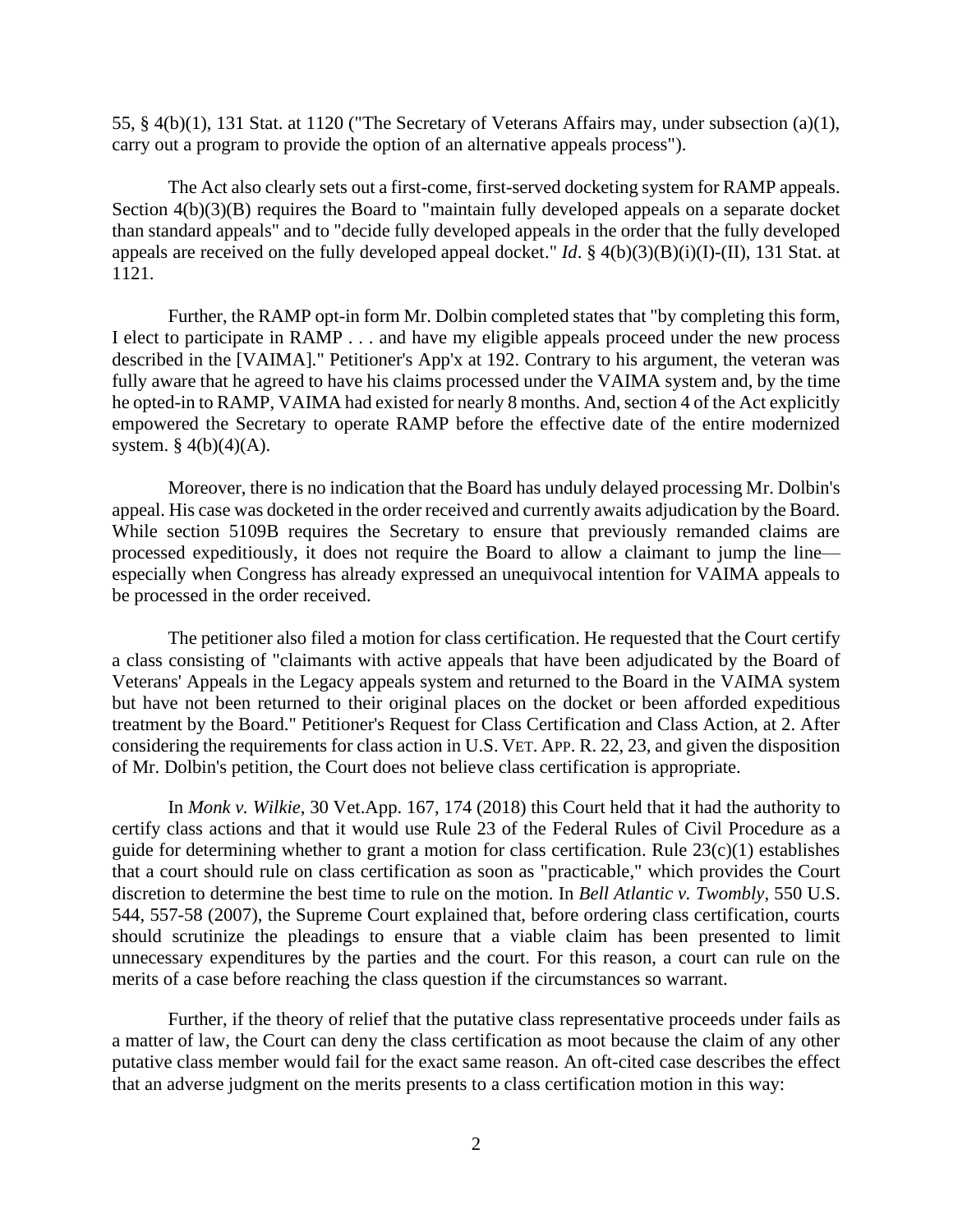55, § 4(b)(1), 131 Stat. at 1120 ("The Secretary of Veterans Affairs may, under subsection (a)(1), carry out a program to provide the option of an alternative appeals process").

The Act also clearly sets out a first-come, first-served docketing system for RAMP appeals. Section 4(b)(3)(B) requires the Board to "maintain fully developed appeals on a separate docket than standard appeals" and to "decide fully developed appeals in the order that the fully developed appeals are received on the fully developed appeal docket." *Id*. § 4(b)(3)(B)(i)(I)-(II), 131 Stat. at 1121.

Further, the RAMP opt-in form Mr. Dolbin completed states that "by completing this form, I elect to participate in RAMP . . . and have my eligible appeals proceed under the new process described in the [VAIMA]." Petitioner's App'x at 192. Contrary to his argument, the veteran was fully aware that he agreed to have his claims processed under the VAIMA system and, by the time he opted-in to RAMP, VAIMA had existed for nearly 8 months. And, section 4 of the Act explicitly empowered the Secretary to operate RAMP before the effective date of the entire modernized system. § 4(b)(4)(A).

Moreover, there is no indication that the Board has unduly delayed processing Mr. Dolbin's appeal. His case was docketed in the order received and currently awaits adjudication by the Board. While section 5109B requires the Secretary to ensure that previously remanded claims are processed expeditiously, it does not require the Board to allow a claimant to jump the line—especially when Congress has already expressed an unequivocal intention for VAIMA appeals to be processed in the order received.

The petitioner also filed a motion for class certification. He requested that the Court certify a class consisting of "claimants with active appeals that have been adjudicated by the Board of Veterans' Appeals in the Legacy appeals system and returned to the Board in the VAIMA system but have not been returned to their original places on the docket or been afforded expeditious treatment by the Board." Petitioner's Request for Class Certification and Class Action, at 2. After considering the requirements for class action in U.S. VET. APP. R. 22, 23, and given the disposition of Mr. Dolbin's petition, the Court does not believe class certification is appropriate.

In *Monk v. Wilkie*, 30 Vet.App. 167, 174 (2018) this Court held that it had the authority to certify class actions and that it would use Rule 23 of the Federal Rules of Civil Procedure as a guide for determining whether to grant a motion for class certification. Rule 23(c)(1) establishes that a court should rule on class certification as soon as "practicable," which provides the Court discretion to determine the best time to rule on the motion. In *Bell Atlantic v. Twombly*, 550 U.S. 544, 557-58 (2007), the Supreme Court explained that, before ordering class certification, courts should scrutinize the pleadings to ensure that a viable claim has been presented to limit unnecessary expenditures by the parties and the court. For this reason, a court can rule on the merits of a case before reaching the class question if the circumstances so warrant.

Further, if the theory of relief that the putative class representative proceeds under fails as a matter of law, the Court can deny the class certification as moot because the claim of any other putative class member would fail for the exact same reason. An oft-cited case describes the effect that an adverse judgment on the merits presents to a class certification motion in this way: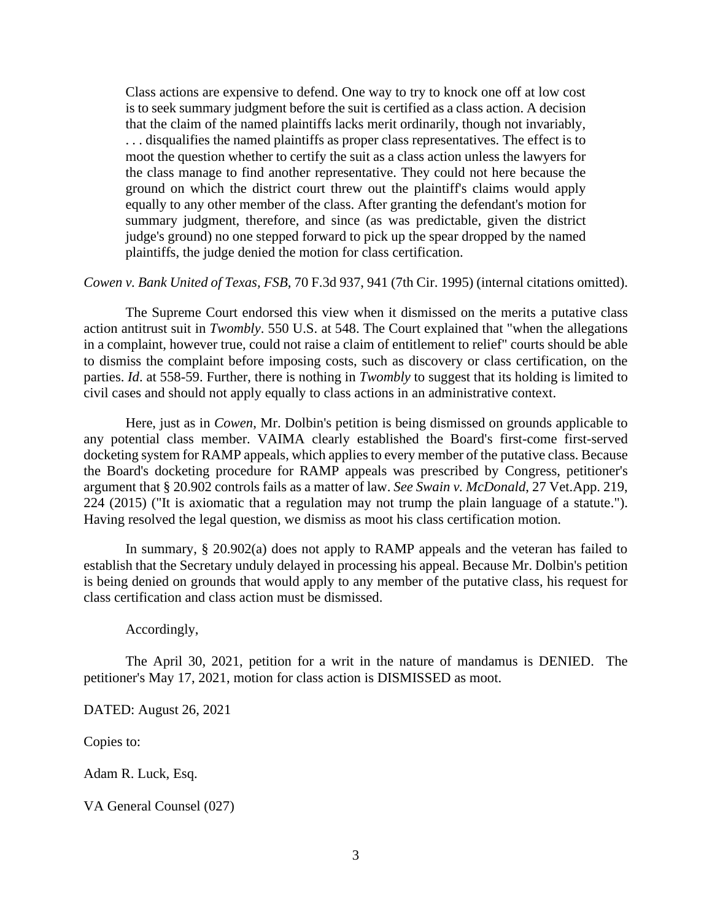> Class actions are expensive to defend. One way to try to knock one off at low cost is to seek summary judgment before the suit is certified as a class action. A decision that the claim of the named plaintiffs lacks merit ordinarily, though not invariably, . . . disqualifies the named plaintiffs as proper class representatives. The effect is to moot the question whether to certify the suit as a class action unless the lawyers for the class manage to find another representative. They could not here because the ground on which the district court threw out the plaintiff's claims would apply equally to any other member of the class. After granting the defendant's motion for summary judgment, therefore, and since (as was predictable, given the district judge's ground) no one stepped forward to pick up the spear dropped by the named plaintiffs, the judge denied the motion for class certification.

*Cowen v. Bank United of Texas, FSB*, 70 F.3d 937, 941 (7th Cir. 1995) (internal citations omitted).

The Supreme Court endorsed this view when it dismissed on the merits a putative class action antitrust suit in *Twombly*. 550 U.S. at 548. The Court explained that "when the allegations in a complaint, however true, could not raise a claim of entitlement to relief" courts should be able to dismiss the complaint before imposing costs, such as discovery or class certification, on the parties. *Id*. at 558-59. Further, there is nothing in *Twombly* to suggest that its holding is limited to civil cases and should not apply equally to class actions in an administrative context.

Here, just as in *Cowen*, Mr. Dolbin's petition is being dismissed on grounds applicable to any potential class member. VAIMA clearly established the Board's first-come first-served docketing system for RAMP appeals, which applies to every member of the putative class. Because the Board's docketing procedure for RAMP appeals was prescribed by Congress, petitioner's argument that § 20.902 controls fails as a matter of law. *See Swain v. McDonald*, 27 Vet.App. 219, 224 (2015) ("It is axiomatic that a regulation may not trump the plain language of a statute."). Having resolved the legal question, we dismiss as moot his class certification motion.

In summary, § 20.902(a) does not apply to RAMP appeals and the veteran has failed to establish that the Secretary unduly delayed in processing his appeal. Because Mr. Dolbin's petition is being denied on grounds that would apply to any member of the putative class, his request for class certification and class action must be dismissed.

Accordingly,

The April 30, 2021, petition for a writ in the nature of mandamus is DENIED. The petitioner's May 17, 2021, motion for class action is DISMISSED as moot.

DATED: August 26, 2021

Copies to:

Adam R. Luck, Esq.

VA General Counsel (027)